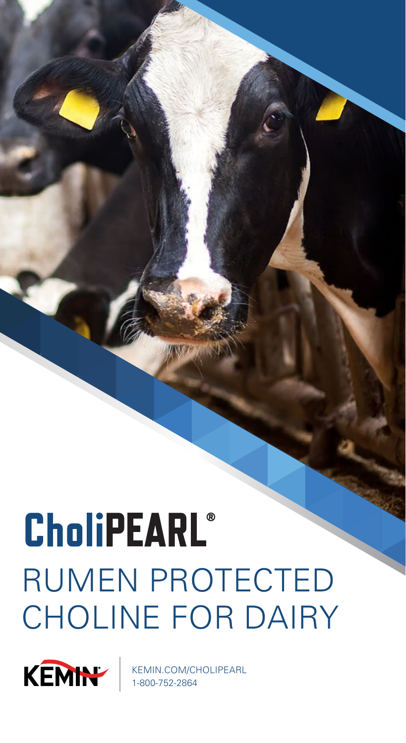# CholiPEARL®

## RUMEN PROTECTED CHOLINE FOR DAIRY

KEMIN®

KEMIN.COM/CHOLIPEARL
1-800-752-2864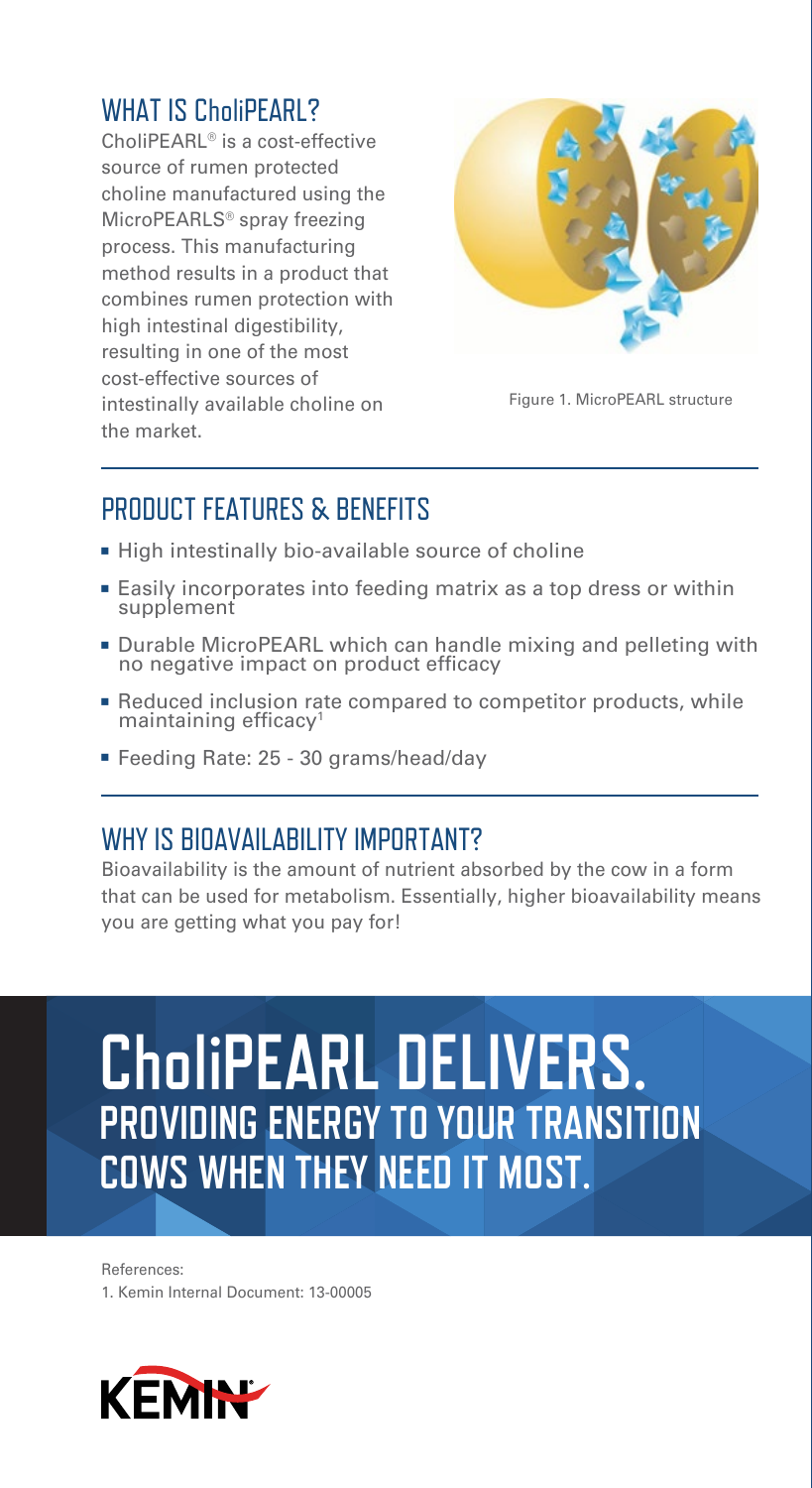## WHAT IS CholiPEARL?

CholiPEARL® is a cost-effective source of rumen protected choline manufactured using the MicroPEARLS® spray freezing process. This manufacturing method results in a product that combines rumen protection with high intestinal digestibility, resulting in one of the most cost-effective sources of intestinally available choline on the market.

Figure 1. MicroPEARL structure

## PRODUCT FEATURES & BENEFITS

- High intestinally bio-available source of choline
- Easily incorporates into feeding matrix as a top dress or within supplement
- Durable MicroPEARL which can handle mixing and pelleting with no negative impact on product efficacy
- Reduced inclusion rate compared to competitor products, while maintaining efficacy[1]
- Feeding Rate: 25 - 30 grams/head/day

## WHY IS BIOAVAILABILITY IMPORTANT?

Bioavailability is the amount of nutrient absorbed by the cow in a form that can be used for metabolism. Essentially, higher bioavailability means you are getting what you pay for!

# CholiPEARL DELIVERS.

## PROVIDING ENERGY TO YOUR TRANSITION COWS WHEN THEY NEED IT MOST.

References:
1. Kemin Internal Document: 13-00005

KEMIN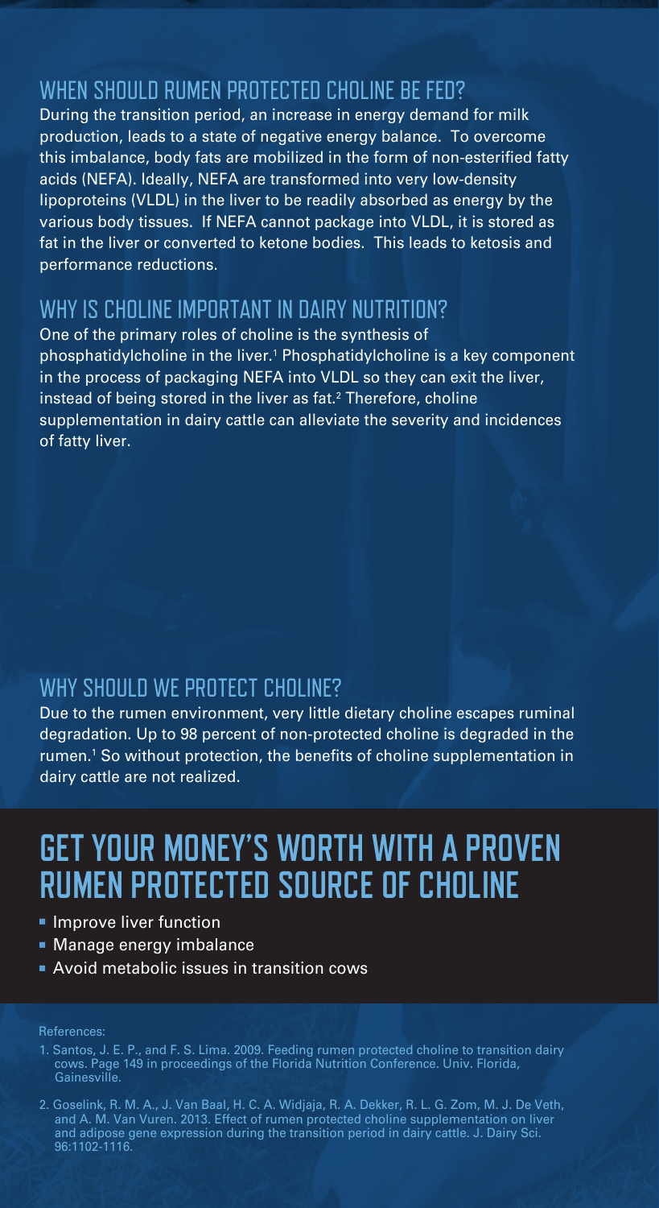## WHEN SHOULD RUMEN PROTECTED CHOLINE BE FED?

During the transition period, an increase in energy demand for milk production, leads to a state of negative energy balance. To overcome this imbalance, body fats are mobilized in the form of non-esterified fatty acids (NEFA). Ideally, NEFA are transformed into very low-density lipoproteins (VLDL) in the liver to be readily absorbed as energy by the various body tissues. If NEFA cannot package into VLDL, it is stored as fat in the liver or converted to ketone bodies. This leads to ketosis and performance reductions.

## WHY IS CHOLINE IMPORTANT IN DAIRY NUTRITION?

One of the primary roles of choline is the synthesis of phosphatidylcholine in the liver.[1] Phosphatidylcholine is a key component in the process of packaging NEFA into VLDL so they can exit the liver, instead of being stored in the liver as fat.[2] Therefore, choline supplementation in dairy cattle can alleviate the severity and incidences of fatty liver.

## WHY SHOULD WE PROTECT CHOLINE?

Due to the rumen environment, very little dietary choline escapes ruminal degradation. Up to 98 percent of non-protected choline is degraded in the rumen.[1] So without protection, the benefits of choline supplementation in dairy cattle are not realized.

# GET YOUR MONEY'S WORTH WITH A PROVEN RUMEN PROTECTED SOURCE OF CHOLINE

- Improve liver function
- Manage energy imbalance
- Avoid metabolic issues in transition cows

References:

1. Santos, J. E. P., and F. S. Lima. 2009. Feeding rumen protected choline to transition dairy cows. Page 149 in proceedings of the Florida Nutrition Conference. Univ. Florida, Gainesville.
2. Goselink, R. M. A., J. Van Baal, H. C. A. Widjaja, R. A. Dekker, R. L. G. Zom, M. J. De Veth, and A. M. Van Vuren. 2013. Effect of rumen protected choline supplementation on liver and adipose gene expression during the transition period in dairy cattle. J. Dairy Sci. 96:1102-1116.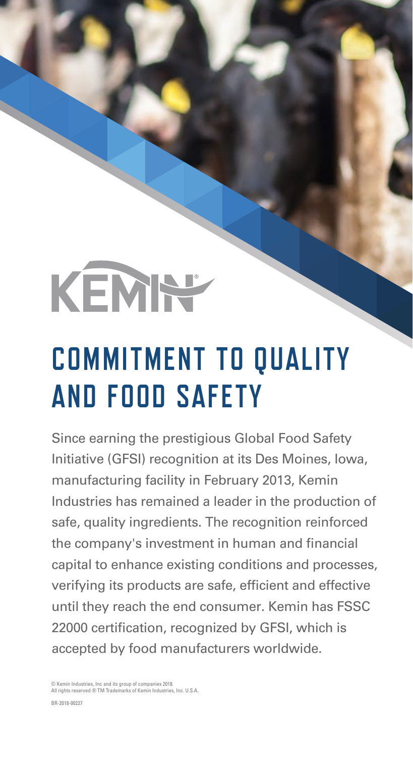KEMIN®

# COMMITMENT TO QUALITY AND FOOD SAFETY

Since earning the prestigious Global Food Safety Initiative (GFSI) recognition at its Des Moines, Iowa, manufacturing facility in February 2013, Kemin Industries has remained a leader in the production of safe, quality ingredients. The recognition reinforced the company's investment in human and financial capital to enhance existing conditions and processes, verifying its products are safe, efficient and effective until they reach the end consumer. Kemin has FSSC 22000 certification, recognized by GFSI, which is accepted by food manufacturers worldwide.

© Kemin Industries, Inc and its group of companies 2018.
All rights reserved ® TM Trademarks of Kemin Industries, Inc. U.S.A.

BR-2018-00227